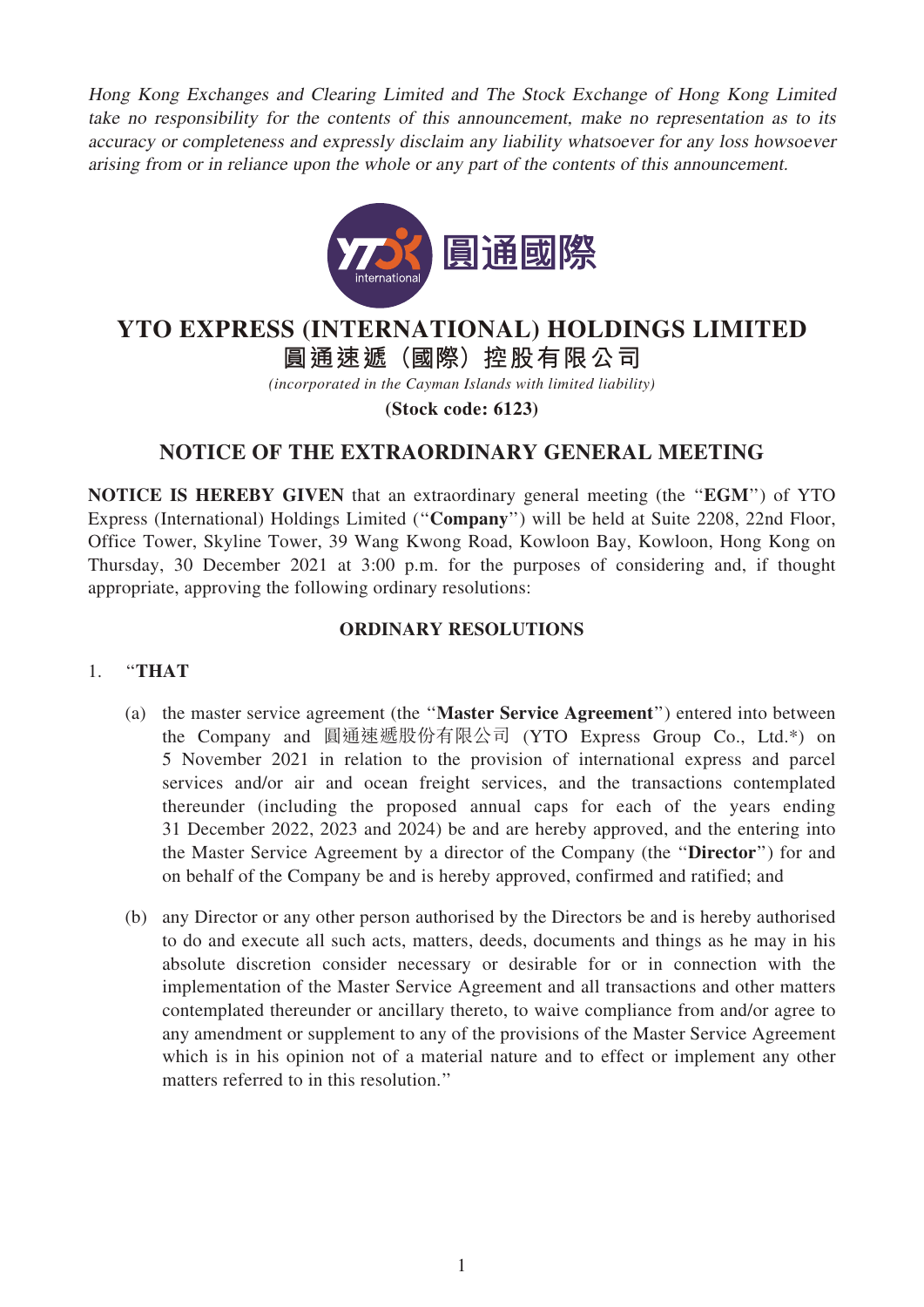*Hong Kong Exchanges and Clearing Limited and The Stock Exchange of Hong Kong Limited take no responsibility for the contents of this announcement, make no representation as to its accuracy or completeness and expressly disclaim any liability whatsoever for any loss howsoever arising from or in reliance upon the whole or any part of the contents of this announcement.*

# YTO EXPRESS (INTERNATIONAL) HOLDINGS LIMITED
# 圓通速遞（國際）控股有限公司

*(incorporated in the Cayman Islands with limited liability)*

**(Stock code: 6123)**

## NOTICE OF THE EXTRAORDINARY GENERAL MEETING

**NOTICE IS HEREBY GIVEN** that an extraordinary general meeting (the "**EGM**") of YTO Express (International) Holdings Limited ("**Company**") will be held at Suite 2208, 22nd Floor, Office Tower, Skyline Tower, 39 Wang Kwong Road, Kowloon Bay, Kowloon, Hong Kong on Thursday, 30 December 2021 at 3:00 p.m. for the purposes of considering and, if thought appropriate, approving the following ordinary resolutions:

### ORDINARY RESOLUTIONS

1. "**THAT**

   (a) the master service agreement (the "**Master Service Agreement**") entered into between the Company and 圓通速遞股份有限公司 (YTO Express Group Co., Ltd.*) on 5 November 2021 in relation to the provision of international express and parcel services and/or air and ocean freight services, and the transactions contemplated thereunder (including the proposed annual caps for each of the years ending 31 December 2022, 2023 and 2024) be and are hereby approved, and the entering into the Master Service Agreement by a director of the Company (the "**Director**") for and on behalf of the Company be and is hereby approved, confirmed and ratified; and

   (b) any Director or any other person authorised by the Directors be and is hereby authorised to do and execute all such acts, matters, deeds, documents and things as he may in his absolute discretion consider necessary or desirable for or in connection with the implementation of the Master Service Agreement and all transactions and other matters contemplated thereunder or ancillary thereto, to waive compliance from and/or agree to any amendment or supplement to any of the provisions of the Master Service Agreement which is in his opinion not of a material nature and to effect or implement any other matters referred to in this resolution."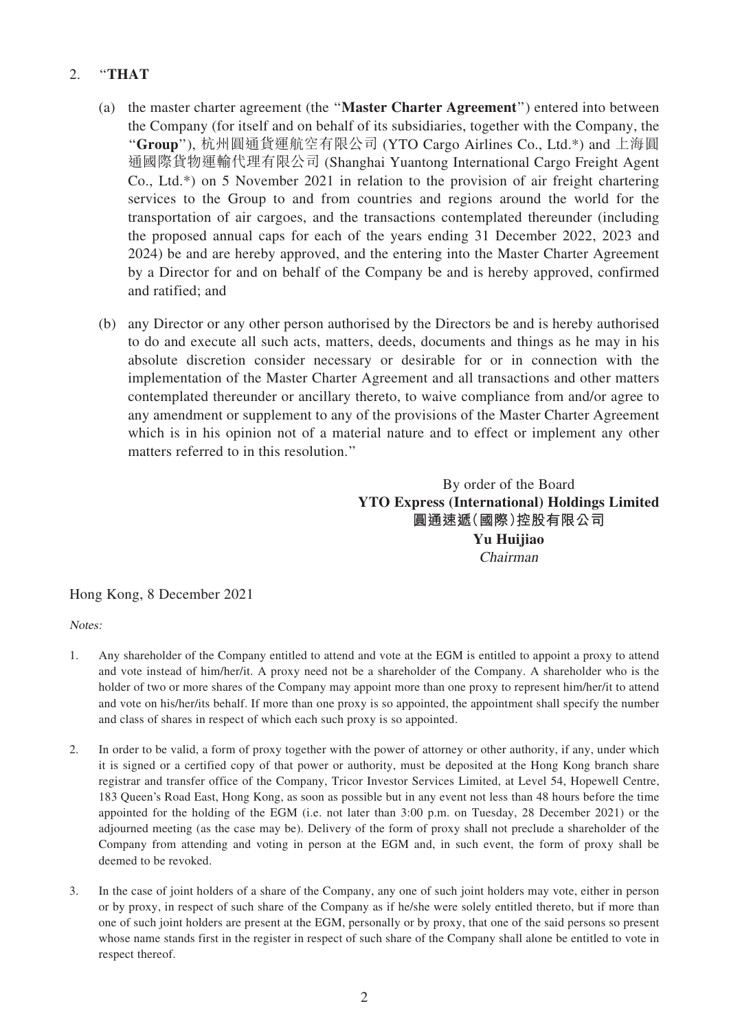2. "**THAT**

   (a) the master charter agreement (the "**Master Charter Agreement**") entered into between the Company (for itself and on behalf of its subsidiaries, together with the Company, the "**Group**"), 杭州圓通貨運航空有限公司 (YTO Cargo Airlines Co., Ltd.*) and 上海圓通國際貨物運輸代理有限公司 (Shanghai Yuantong International Cargo Freight Agent Co., Ltd.*) on 5 November 2021 in relation to the provision of air freight chartering services to the Group to and from countries and regions around the world for the transportation of air cargoes, and the transactions contemplated thereunder (including the proposed annual caps for each of the years ending 31 December 2022, 2023 and 2024) be and are hereby approved, and the entering into the Master Charter Agreement by a Director for and on behalf of the Company be and is hereby approved, confirmed and ratified; and

   (b) any Director or any other person authorised by the Directors be and is hereby authorised to do and execute all such acts, matters, deeds, documents and things as he may in his absolute discretion consider necessary or desirable for or in connection with the implementation of the Master Charter Agreement and all transactions and other matters contemplated thereunder or ancillary thereto, to waive compliance from and/or agree to any amendment or supplement to any of the provisions of the Master Charter Agreement which is in his opinion not of a material nature and to effect or implement any other matters referred to in this resolution."

By order of the Board
**YTO Express (International) Holdings Limited**
**圓通速遞(國際)控股有限公司**
**Yu Huijiao**
*Chairman*

Hong Kong, 8 December 2021

*Notes:*

1. Any shareholder of the Company entitled to attend and vote at the EGM is entitled to appoint a proxy to attend and vote instead of him/her/it. A proxy need not be a shareholder of the Company. A shareholder who is the holder of two or more shares of the Company may appoint more than one proxy to represent him/her/it to attend and vote on his/her/its behalf. If more than one proxy is so appointed, the appointment shall specify the number and class of shares in respect of which each such proxy is so appointed.

2. In order to be valid, a form of proxy together with the power of attorney or other authority, if any, under which it is signed or a certified copy of that power or authority, must be deposited at the Hong Kong branch share registrar and transfer office of the Company, Tricor Investor Services Limited, at Level 54, Hopewell Centre, 183 Queen's Road East, Hong Kong, as soon as possible but in any event not less than 48 hours before the time appointed for the holding of the EGM (i.e. not later than 3:00 p.m. on Tuesday, 28 December 2021) or the adjourned meeting (as the case may be). Delivery of the form of proxy shall not preclude a shareholder of the Company from attending and voting in person at the EGM and, in such event, the form of proxy shall be deemed to be revoked.

3. In the case of joint holders of a share of the Company, any one of such joint holders may vote, either in person or by proxy, in respect of such share of the Company as if he/she were solely entitled thereto, but if more than one of such joint holders are present at the EGM, personally or by proxy, that one of the said persons so present whose name stands first in the register in respect of such share of the Company shall alone be entitled to vote in respect thereof.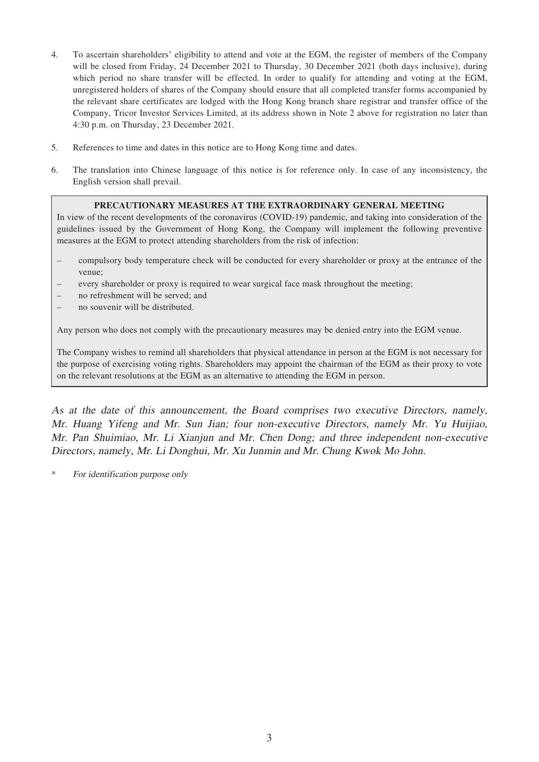4. To ascertain shareholders' eligibility to attend and vote at the EGM, the register of members of the Company will be closed from Friday, 24 December 2021 to Thursday, 30 December 2021 (both days inclusive), during which period no share transfer will be effected. In order to qualify for attending and voting at the EGM, unregistered holders of shares of the Company should ensure that all completed transfer forms accompanied by the relevant share certificates are lodged with the Hong Kong branch share registrar and transfer office of the Company, Tricor Investor Services Limited, at its address shown in Note 2 above for registration no later than 4:30 p.m. on Thursday, 23 December 2021.

5. References to time and dates in this notice are to Hong Kong time and dates.

6. The translation into Chinese language of this notice is for reference only. In case of any inconsistency, the English version shall prevail.

**PRECAUTIONARY MEASURES AT THE EXTRAORDINARY GENERAL MEETING**

In view of the recent developments of the coronavirus (COVID-19) pandemic, and taking into consideration of the guidelines issued by the Government of Hong Kong, the Company will implement the following preventive measures at the EGM to protect attending shareholders from the risk of infection:

– compulsory body temperature check will be conducted for every shareholder or proxy at the entrance of the venue;
– every shareholder or proxy is required to wear surgical face mask throughout the meeting;
– no refreshment will be served; and
– no souvenir will be distributed.

Any person who does not comply with the precautionary measures may be denied entry into the EGM venue.

The Company wishes to remind all shareholders that physical attendance in person at the EGM is not necessary for the purpose of exercising voting rights. Shareholders may appoint the chairman of the EGM as their proxy to vote on the relevant resolutions at the EGM as an alternative to attending the EGM in person.

*As at the date of this announcement, the Board comprises two executive Directors, namely, Mr. Huang Yifeng and Mr. Sun Jian; four non-executive Directors, namely Mr. Yu Huijiao, Mr. Pan Shuimiao, Mr. Li Xianjun and Mr. Chen Dong; and three independent non-executive Directors, namely, Mr. Li Donghui, Mr. Xu Junmin and Mr. Chung Kwok Mo John.*

\* *For identification purpose only*